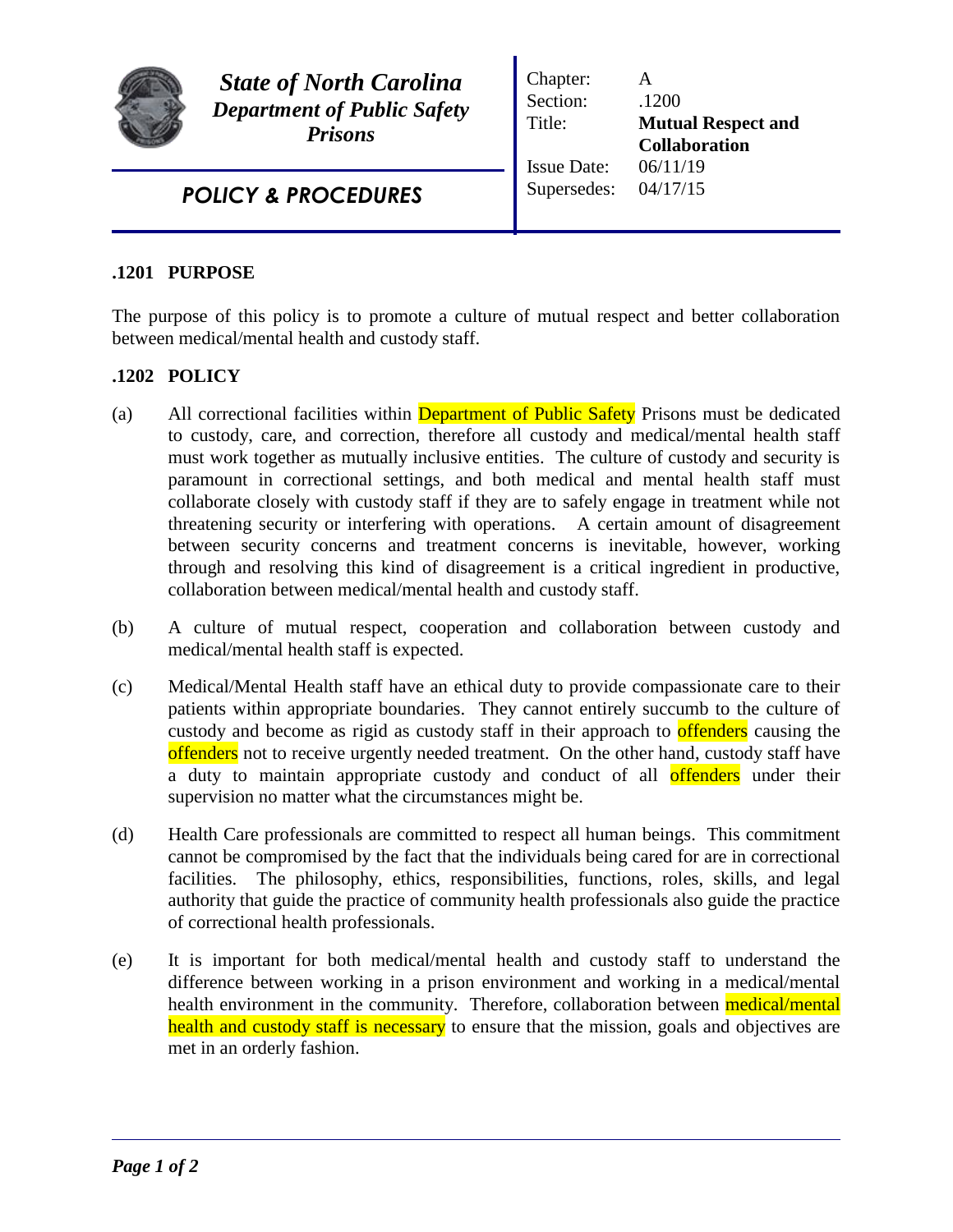**State of North Carolina**
***Department of Public Safety***
***Prisons***

***POLICY & PROCEDURES***

| | |
|---|---|
| Chapter: | A |
| Section: | .1200 |
| Title: | **Mutual Respect and Collaboration** |
| Issue Date: | 06/11/19 |
| Supersedes: | 04/17/15 |

## .1201 PURPOSE

The purpose of this policy is to promote a culture of mutual respect and better collaboration between medical/mental health and custody staff.

## .1202 POLICY

(a) All correctional facilities within Department of Public Safety Prisons must be dedicated to custody, care, and correction, therefore all custody and medical/mental health staff must work together as mutually inclusive entities. The culture of custody and security is paramount in correctional settings, and both medical and mental health staff must collaborate closely with custody staff if they are to safely engage in treatment while not threatening security or interfering with operations. A certain amount of disagreement between security concerns and treatment concerns is inevitable, however, working through and resolving this kind of disagreement is a critical ingredient in productive, collaboration between medical/mental health and custody staff.

(b) A culture of mutual respect, cooperation and collaboration between custody and medical/mental health staff is expected.

(c) Medical/Mental Health staff have an ethical duty to provide compassionate care to their patients within appropriate boundaries. They cannot entirely succumb to the culture of custody and become as rigid as custody staff in their approach to offenders causing the offenders not to receive urgently needed treatment. On the other hand, custody staff have a duty to maintain appropriate custody and conduct of all offenders under their supervision no matter what the circumstances might be.

(d) Health Care professionals are committed to respect all human beings. This commitment cannot be compromised by the fact that the individuals being cared for are in correctional facilities. The philosophy, ethics, responsibilities, functions, roles, skills, and legal authority that guide the practice of community health professionals also guide the practice of correctional health professionals.

(e) It is important for both medical/mental health and custody staff to understand the difference between working in a prison environment and working in a medical/mental health environment in the community. Therefore, collaboration between medical/mental health and custody staff is necessary to ensure that the mission, goals and objectives are met in an orderly fashion.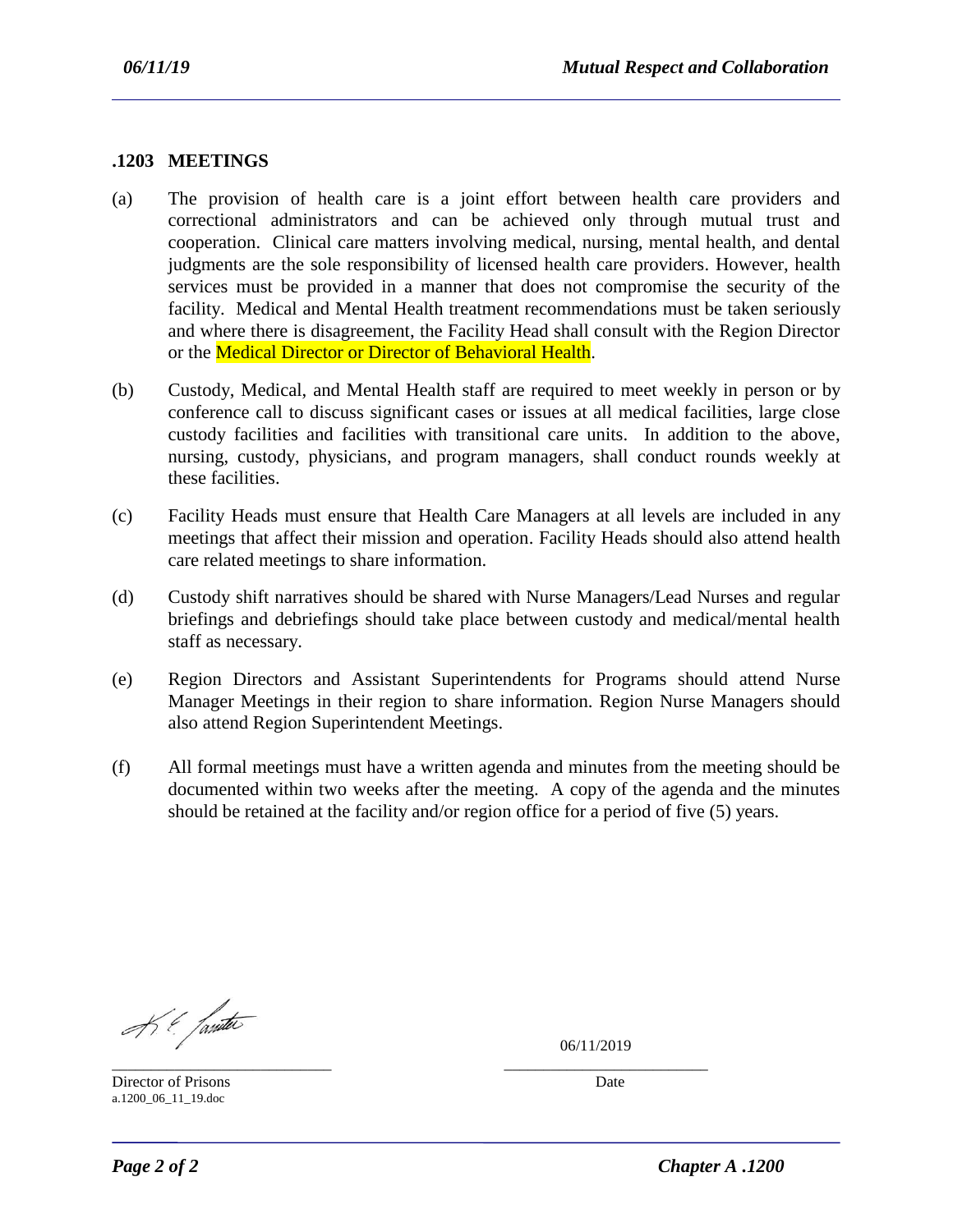### .1203 MEETINGS

(a) The provision of health care is a joint effort between health care providers and correctional administrators and can be achieved only through mutual trust and cooperation. Clinical care matters involving medical, nursing, mental health, and dental judgments are the sole responsibility of licensed health care providers. However, health services must be provided in a manner that does not compromise the security of the facility. Medical and Mental Health treatment recommendations must be taken seriously and where there is disagreement, the Facility Head shall consult with the Region Director or the Medical Director or Director of Behavioral Health.

(b) Custody, Medical, and Mental Health staff are required to meet weekly in person or by conference call to discuss significant cases or issues at all medical facilities, large close custody facilities and facilities with transitional care units. In addition to the above, nursing, custody, physicians, and program managers, shall conduct rounds weekly at these facilities.

(c) Facility Heads must ensure that Health Care Managers at all levels are included in any meetings that affect their mission and operation. Facility Heads should also attend health care related meetings to share information.

(d) Custody shift narratives should be shared with Nurse Managers/Lead Nurses and regular briefings and debriefings should take place between custody and medical/mental health staff as necessary.

(e) Region Directors and Assistant Superintendents for Programs should attend Nurse Manager Meetings in their region to share information. Region Nurse Managers should also attend Region Superintendent Meetings.

(f) All formal meetings must have a written agenda and minutes from the meeting should be documented within two weeks after the meeting. A copy of the agenda and the minutes should be retained at the facility and/or region office for a period of five (5) years.

K. E. Lassiter

Director of Prisons

06/11/2019

Date

a.1200_06_11_19.doc